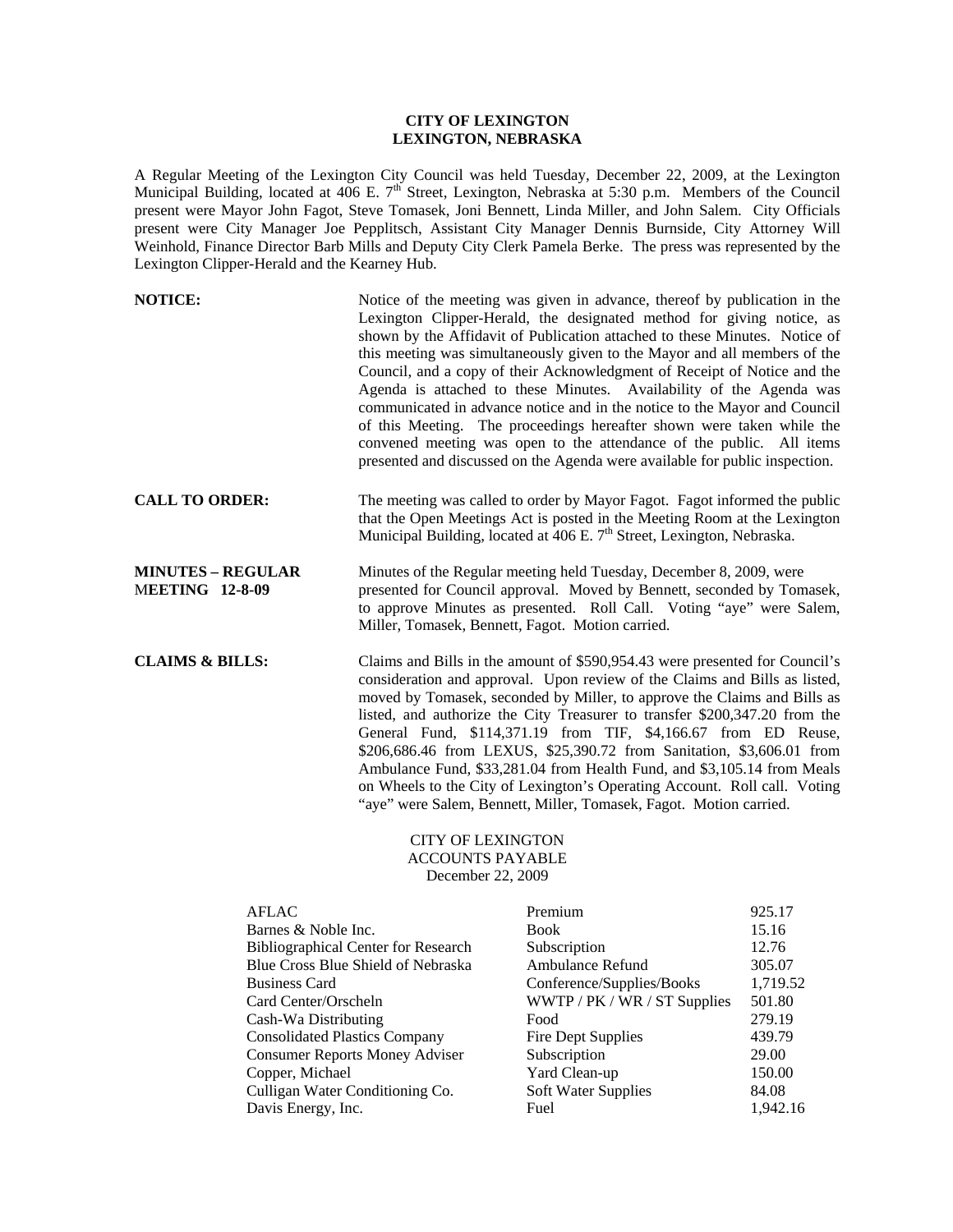**CITY OF LEXINGTON**
**LEXINGTON, NEBRASKA**

A Regular Meeting of the Lexington City Council was held Tuesday, December 22, 2009, at the Lexington Municipal Building, located at 406 E. 7th Street, Lexington, Nebraska at 5:30 p.m. Members of the Council present were Mayor John Fagot, Steve Tomasek, Joni Bennett, Linda Miller, and John Salem. City Officials present were City Manager Joe Pepplitsch, Assistant City Manager Dennis Burnside, City Attorney Will Weinhold, Finance Director Barb Mills and Deputy City Clerk Pamela Berke. The press was represented by the Lexington Clipper-Herald and the Kearney Hub.

**NOTICE:** Notice of the meeting was given in advance, thereof by publication in the Lexington Clipper-Herald, the designated method for giving notice, as shown by the Affidavit of Publication attached to these Minutes. Notice of this meeting was simultaneously given to the Mayor and all members of the Council, and a copy of their Acknowledgment of Receipt of Notice and the Agenda is attached to these Minutes. Availability of the Agenda was communicated in advance notice and in the notice to the Mayor and Council of this Meeting. The proceedings hereafter shown were taken while the convened meeting was open to the attendance of the public. All items presented and discussed on the Agenda were available for public inspection.

**CALL TO ORDER:** The meeting was called to order by Mayor Fagot. Fagot informed the public that the Open Meetings Act is posted in the Meeting Room at the Lexington Municipal Building, located at 406 E. 7th Street, Lexington, Nebraska.

**MINUTES – REGULAR MEETING 12-8-09** Minutes of the Regular meeting held Tuesday, December 8, 2009, were presented for Council approval. Moved by Bennett, seconded by Tomasek, to approve Minutes as presented. Roll Call. Voting "aye" were Salem, Miller, Tomasek, Bennett, Fagot. Motion carried.

**CLAIMS & BILLS:** Claims and Bills in the amount of $590,954.43 were presented for Council's consideration and approval. Upon review of the Claims and Bills as listed, moved by Tomasek, seconded by Miller, to approve the Claims and Bills as listed, and authorize the City Treasurer to transfer $200,347.20 from the General Fund, $114,371.19 from TIF, $4,166.67 from ED Reuse, $206,686.46 from LEXUS, $25,390.72 from Sanitation, $3,606.01 from Ambulance Fund, $33,281.04 from Health Fund, and $3,105.14 from Meals on Wheels to the City of Lexington's Operating Account. Roll call. Voting "aye" were Salem, Bennett, Miller, Tomasek, Fagot. Motion carried.

CITY OF LEXINGTON
ACCOUNTS PAYABLE
December 22, 2009

| | | |
|---|---|---|
| AFLAC | Premium | 925.17 |
| Barnes & Noble Inc. | Book | 15.16 |
| Bibliographical Center for Research | Subscription | 12.76 |
| Blue Cross Blue Shield of Nebraska | Ambulance Refund | 305.07 |
| Business Card | Conference/Supplies/Books | 1,719.52 |
| Card Center/Orscheln | WWTP / PK / WR / ST Supplies | 501.80 |
| Cash-Wa Distributing | Food | 279.19 |
| Consolidated Plastics Company | Fire Dept Supplies | 439.79 |
| Consumer Reports Money Adviser | Subscription | 29.00 |
| Copper, Michael | Yard Clean-up | 150.00 |
| Culligan Water Conditioning Co. | Soft Water Supplies | 84.08 |
| Davis Energy, Inc. | Fuel | 1,942.16 |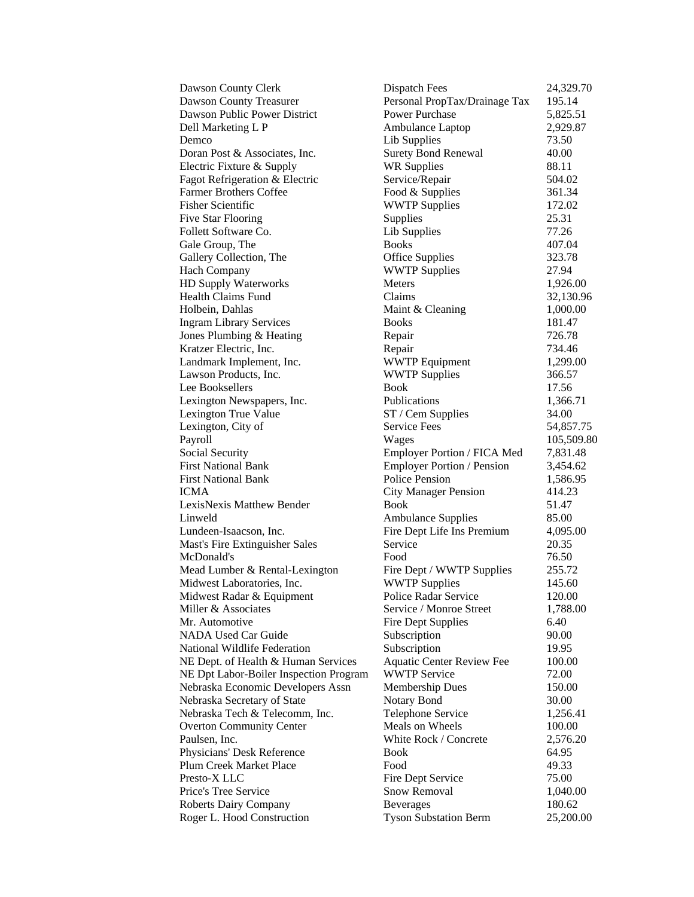| | | |
|---|---|---|
| Dawson County Clerk | Dispatch Fees | 24,329.70 |
| Dawson County Treasurer | Personal PropTax/Drainage Tax | 195.14 |
| Dawson Public Power District | Power Purchase | 5,825.51 |
| Dell Marketing L P | Ambulance Laptop | 2,929.87 |
| Demco | Lib Supplies | 73.50 |
| Doran Post & Associates, Inc. | Surety Bond Renewal | 40.00 |
| Electric Fixture & Supply | WR Supplies | 88.11 |
| Fagot Refrigeration & Electric | Service/Repair | 504.02 |
| Farmer Brothers Coffee | Food & Supplies | 361.34 |
| Fisher Scientific | WWTP Supplies | 172.02 |
| Five Star Flooring | Supplies | 25.31 |
| Follett Software Co. | Lib Supplies | 77.26 |
| Gale Group, The | Books | 407.04 |
| Gallery Collection, The | Office Supplies | 323.78 |
| Hach Company | WWTP Supplies | 27.94 |
| HD Supply Waterworks | Meters | 1,926.00 |
| Health Claims Fund | Claims | 32,130.96 |
| Holbein, Dahlas | Maint & Cleaning | 1,000.00 |
| Ingram Library Services | Books | 181.47 |
| Jones Plumbing & Heating | Repair | 726.78 |
| Kratzer Electric, Inc. | Repair | 734.46 |
| Landmark Implement, Inc. | WWTP Equipment | 1,299.00 |
| Lawson Products, Inc. | WWTP Supplies | 366.57 |
| Lee Booksellers | Book | 17.56 |
| Lexington Newspapers, Inc. | Publications | 1,366.71 |
| Lexington True Value | ST / Cem Supplies | 34.00 |
| Lexington, City of | Service Fees | 54,857.75 |
| Payroll | Wages | 105,509.80 |
| Social Security | Employer Portion / FICA Med | 7,831.48 |
| First National Bank | Employer Portion / Pension | 3,454.62 |
| First National Bank | Police Pension | 1,586.95 |
| ICMA | City Manager Pension | 414.23 |
| LexisNexis Matthew Bender | Book | 51.47 |
| Linweld | Ambulance Supplies | 85.00 |
| Lundeen-Isaacson, Inc. | Fire Dept Life Ins Premium | 4,095.00 |
| Mast's Fire Extinguisher Sales | Service | 20.35 |
| McDonald's | Food | 76.50 |
| Mead Lumber & Rental-Lexington | Fire Dept / WWTP Supplies | 255.72 |
| Midwest Laboratories, Inc. | WWTP Supplies | 145.60 |
| Midwest Radar & Equipment | Police Radar Service | 120.00 |
| Miller & Associates | Service / Monroe Street | 1,788.00 |
| Mr. Automotive | Fire Dept Supplies | 6.40 |
| NADA Used Car Guide | Subscription | 90.00 |
| National Wildlife Federation | Subscription | 19.95 |
| NE Dept. of Health & Human Services | Aquatic Center Review Fee | 100.00 |
| NE Dpt Labor-Boiler Inspection Program | WWTP Service | 72.00 |
| Nebraska Economic Developers Assn | Membership Dues | 150.00 |
| Nebraska Secretary of State | Notary Bond | 30.00 |
| Nebraska Tech & Telecomm, Inc. | Telephone Service | 1,256.41 |
| Overton Community Center | Meals on Wheels | 100.00 |
| Paulsen, Inc. | White Rock / Concrete | 2,576.20 |
| Physicians' Desk Reference | Book | 64.95 |
| Plum Creek Market Place | Food | 49.33 |
| Presto-X LLC | Fire Dept Service | 75.00 |
| Price's Tree Service | Snow Removal | 1,040.00 |
| Roberts Dairy Company | Beverages | 180.62 |
| Roger L. Hood Construction | Tyson Substation Berm | 25,200.00 |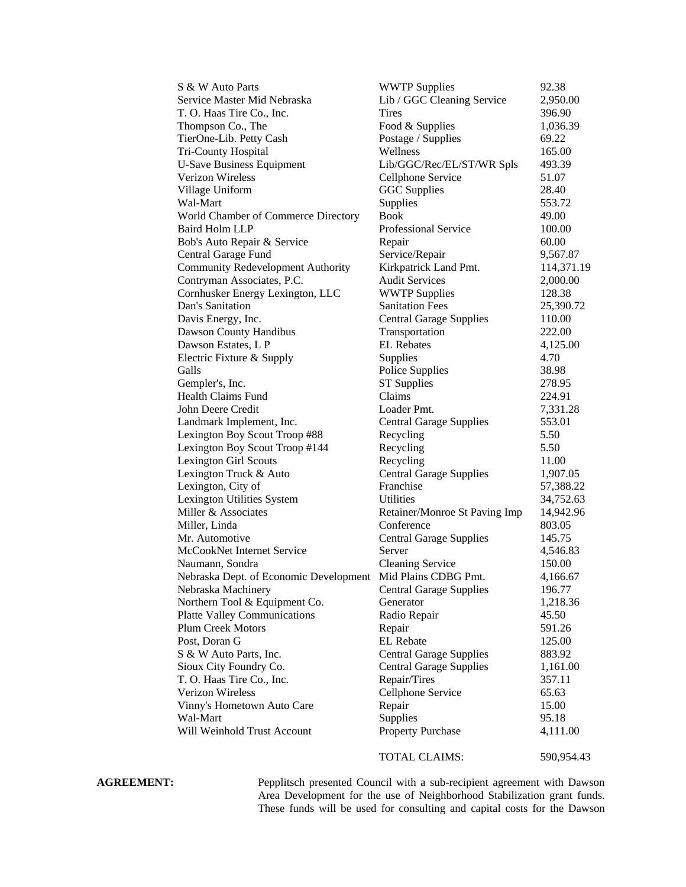| | | |
|---|---|---|
| S & W Auto Parts | WWTP Supplies | 92.38 |
| Service Master Mid Nebraska | Lib / GGC Cleaning Service | 2,950.00 |
| T. O. Haas Tire Co., Inc. | Tires | 396.90 |
| Thompson Co., The | Food & Supplies | 1,036.39 |
| TierOne-Lib. Petty Cash | Postage / Supplies | 69.22 |
| Tri-County Hospital | Wellness | 165.00 |
| U-Save Business Equipment | Lib/GGC/Rec/EL/ST/WR Spls | 493.39 |
| Verizon Wireless | Cellphone Service | 51.07 |
| Village Uniform | GGC Supplies | 28.40 |
| Wal-Mart | Supplies | 553.72 |
| World Chamber of Commerce Directory | Book | 49.00 |
| Baird Holm LLP | Professional Service | 100.00 |
| Bob's Auto Repair & Service | Repair | 60.00 |
| Central Garage Fund | Service/Repair | 9,567.87 |
| Community Redevelopment Authority | Kirkpatrick Land Pmt. | 114,371.19 |
| Contryman Associates, P.C. | Audit Services | 2,000.00 |
| Cornhusker Energy Lexington, LLC | WWTP Supplies | 128.38 |
| Dan's Sanitation | Sanitation Fees | 25,390.72 |
| Davis Energy, Inc. | Central Garage Supplies | 110.00 |
| Dawson County Handibus | Transportation | 222.00 |
| Dawson Estates, L P | EL Rebates | 4,125.00 |
| Electric Fixture & Supply | Supplies | 4.70 |
| Galls | Police Supplies | 38.98 |
| Gempler's, Inc. | ST Supplies | 278.95 |
| Health Claims Fund | Claims | 224.91 |
| John Deere Credit | Loader Pmt. | 7,331.28 |
| Landmark Implement, Inc. | Central Garage Supplies | 553.01 |
| Lexington Boy Scout Troop #88 | Recycling | 5.50 |
| Lexington Boy Scout Troop #144 | Recycling | 5.50 |
| Lexington Girl Scouts | Recycling | 11.00 |
| Lexington Truck & Auto | Central Garage Supplies | 1,907.05 |
| Lexington, City of | Franchise | 57,388.22 |
| Lexington Utilities System | Utilities | 34,752.63 |
| Miller & Associates | Retainer/Monroe St Paving Imp | 14,942.96 |
| Miller, Linda | Conference | 803.05 |
| Mr. Automotive | Central Garage Supplies | 145.75 |
| McCookNet Internet Service | Server | 4,546.83 |
| Naumann, Sondra | Cleaning Service | 150.00 |
| Nebraska Dept. of Economic Development | Mid Plains CDBG Pmt. | 4,166.67 |
| Nebraska Machinery | Central Garage Supplies | 196.77 |
| Northern Tool & Equipment Co. | Generator | 1,218.36 |
| Platte Valley Communications | Radio Repair | 45.50 |
| Plum Creek Motors | Repair | 591.26 |
| Post, Doran G | EL Rebate | 125.00 |
| S & W Auto Parts, Inc. | Central Garage Supplies | 883.92 |
| Sioux City Foundry Co. | Central Garage Supplies | 1,161.00 |
| T. O. Haas Tire Co., Inc. | Repair/Tires | 357.11 |
| Verizon Wireless | Cellphone Service | 65.63 |
| Vinny's Hometown Auto Care | Repair | 15.00 |
| Wal-Mart | Supplies | 95.18 |
| Will Weinhold Trust Account | Property Purchase | 4,111.00 |
| | TOTAL CLAIMS: | 590,954.43 |

**AGREEMENT:** Pepplitsch presented Council with a sub-recipient agreement with Dawson Area Development for the use of Neighborhood Stabilization grant funds. These funds will be used for consulting and capital costs for the Dawson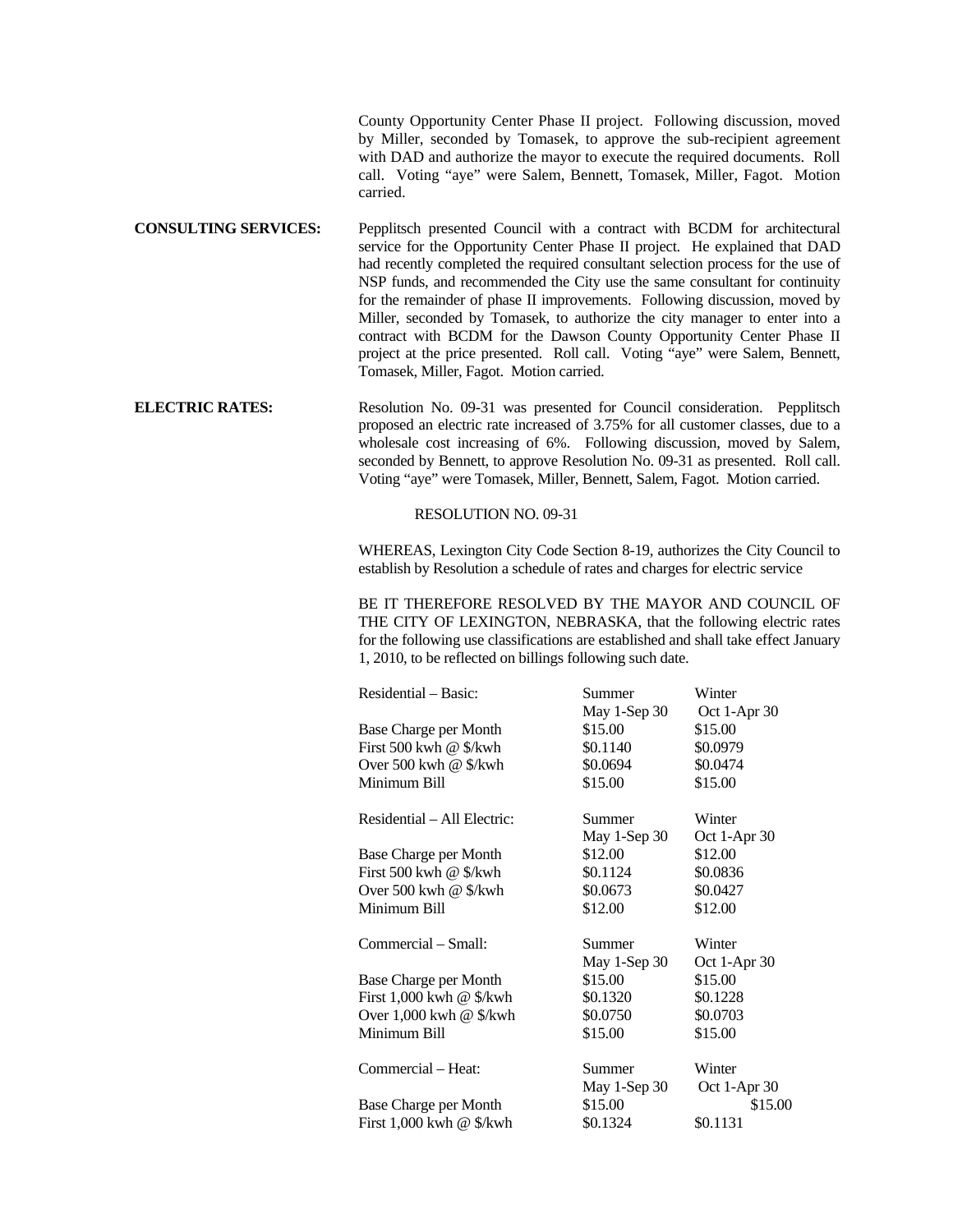County Opportunity Center Phase II project. Following discussion, moved by Miller, seconded by Tomasek, to approve the sub-recipient agreement with DAD and authorize the mayor to execute the required documents. Roll call. Voting "aye" were Salem, Bennett, Tomasek, Miller, Fagot. Motion carried.

**CONSULTING SERVICES:** Pepplitsch presented Council with a contract with BCDM for architectural service for the Opportunity Center Phase II project. He explained that DAD had recently completed the required consultant selection process for the use of NSP funds, and recommended the City use the same consultant for continuity for the remainder of phase II improvements. Following discussion, moved by Miller, seconded by Tomasek, to authorize the city manager to enter into a contract with BCDM for the Dawson County Opportunity Center Phase II project at the price presented. Roll call. Voting "aye" were Salem, Bennett, Tomasek, Miller, Fagot. Motion carried.

**ELECTRIC RATES:** Resolution No. 09-31 was presented for Council consideration. Pepplitsch proposed an electric rate increased of 3.75% for all customer classes, due to a wholesale cost increasing of 6%. Following discussion, moved by Salem, seconded by Bennett, to approve Resolution No. 09-31 as presented. Roll call. Voting "aye" were Tomasek, Miller, Bennett, Salem, Fagot. Motion carried.

RESOLUTION NO. 09-31

WHEREAS, Lexington City Code Section 8-19, authorizes the City Council to establish by Resolution a schedule of rates and charges for electric service

BE IT THEREFORE RESOLVED BY THE MAYOR AND COUNCIL OF THE CITY OF LEXINGTON, NEBRASKA, that the following electric rates for the following use classifications are established and shall take effect January 1, 2010, to be reflected on billings following such date.

| Residential – Basic: | Summer May 1-Sep 30 | Winter Oct 1-Apr 30 |
|---|---|---|
| Base Charge per Month | $15.00 | $15.00 |
| First 500 kwh @ $/kwh | $0.1140 | $0.0979 |
| Over 500 kwh @ $/kwh | $0.0694 | $0.0474 |
| Minimum Bill | $15.00 | $15.00 |

| Residential – All Electric: | Summer May 1-Sep 30 | Winter Oct 1-Apr 30 |
|---|---|---|
| Base Charge per Month | $12.00 | $12.00 |
| First 500 kwh @ $/kwh | $0.1124 | $0.0836 |
| Over 500 kwh @ $/kwh | $0.0673 | $0.0427 |
| Minimum Bill | $12.00 | $12.00 |

| Commercial – Small: | Summer May 1-Sep 30 | Winter Oct 1-Apr 30 |
|---|---|---|
| Base Charge per Month | $15.00 | $15.00 |
| First 1,000 kwh @ $/kwh | $0.1320 | $0.1228 |
| Over 1,000 kwh @ $/kwh | $0.0750 | $0.0703 |
| Minimum Bill | $15.00 | $15.00 |

| Commercial – Heat: | Summer May 1-Sep 30 | Winter Oct 1-Apr 30 |
|---|---|---|
| Base Charge per Month | $15.00 | $15.00 |
| First 1,000 kwh @ $/kwh | $0.1324 | $0.1131 |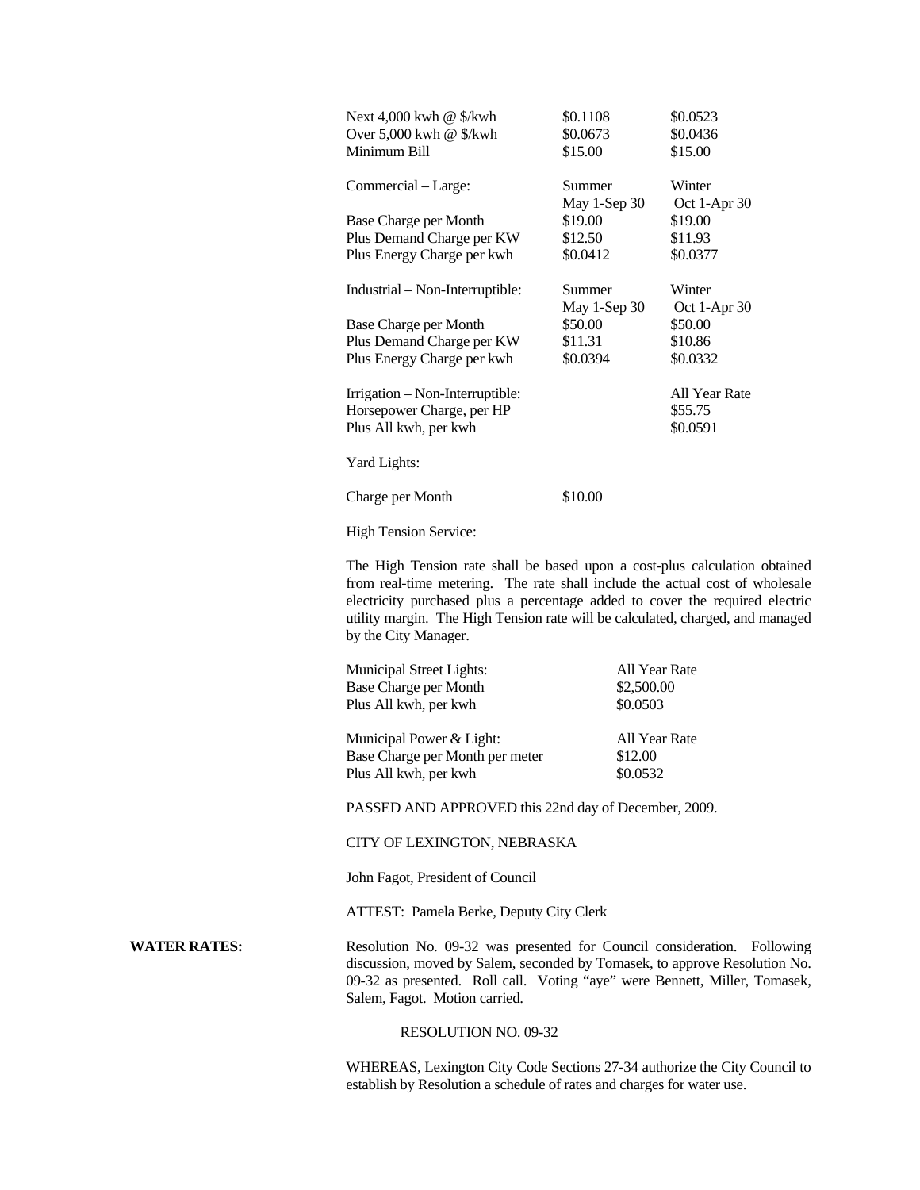| | | |
|---|---|---|
| Next 4,000 kwh @ $/kwh | $0.1108 | $0.0523 |
| Over 5,000 kwh @ $/kwh | $0.0673 | $0.0436 |
| Minimum Bill | $15.00 | $15.00 |

| Commercial – Large: | Summer May 1-Sep 30 | Winter Oct 1-Apr 30 |
|---|---|---|
| Base Charge per Month | $19.00 | $19.00 |
| Plus Demand Charge per KW | $12.50 | $11.93 |
| Plus Energy Charge per kwh | $0.0412 | $0.0377 |

| Industrial – Non-Interruptible: | Summer May 1-Sep 30 | Winter Oct 1-Apr 30 |
|---|---|---|
| Base Charge per Month | $50.00 | $50.00 |
| Plus Demand Charge per KW | $11.31 | $10.86 |
| Plus Energy Charge per kwh | $0.0394 | $0.0332 |

| Irrigation – Non-Interruptible: | | All Year Rate |
|---|---|---|
| Horsepower Charge, per HP | | $55.75 |
| Plus All kwh, per kwh | | $0.0591 |

Yard Lights:

| | |
|---|---|
| Charge per Month | $10.00 |

High Tension Service:

The High Tension rate shall be based upon a cost-plus calculation obtained from real-time metering. The rate shall include the actual cost of wholesale electricity purchased plus a percentage added to cover the required electric utility margin. The High Tension rate will be calculated, charged, and managed by the City Manager.

| Municipal Street Lights: | All Year Rate |
|---|---|
| Base Charge per Month | $2,500.00 |
| Plus All kwh, per kwh | $0.0503 |

| Municipal Power & Light: | All Year Rate |
|---|---|
| Base Charge per Month per meter | $12.00 |
| Plus All kwh, per kwh | $0.0532 |

PASSED AND APPROVED this 22nd day of December, 2009.

CITY OF LEXINGTON, NEBRASKA

John Fagot, President of Council

ATTEST: Pamela Berke, Deputy City Clerk

**WATER RATES:** Resolution No. 09-32 was presented for Council consideration. Following discussion, moved by Salem, seconded by Tomasek, to approve Resolution No. 09-32 as presented. Roll call. Voting "aye" were Bennett, Miller, Tomasek, Salem, Fagot. Motion carried.

RESOLUTION NO. 09-32

WHEREAS, Lexington City Code Sections 27-34 authorize the City Council to establish by Resolution a schedule of rates and charges for water use.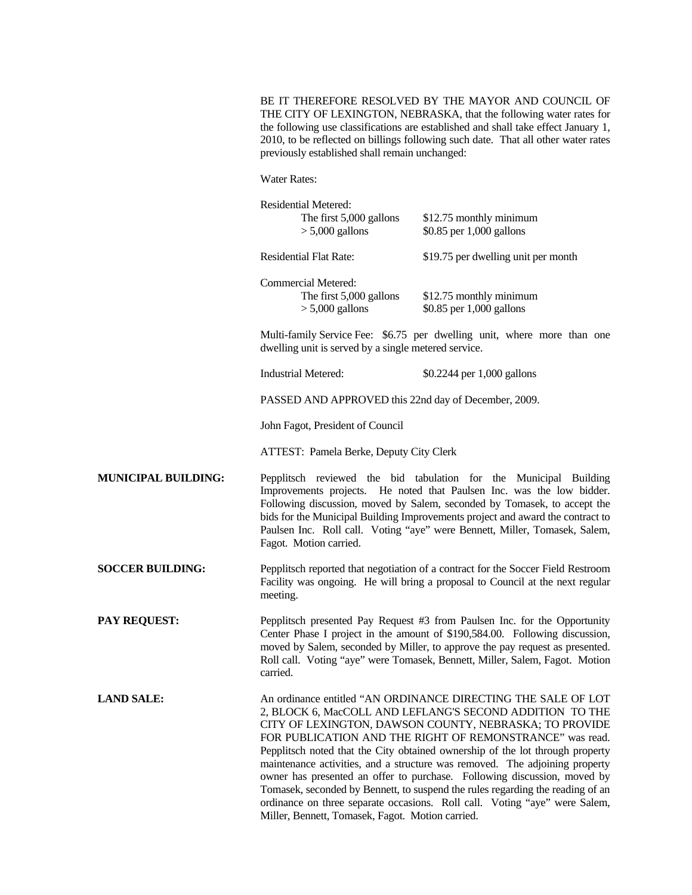BE IT THEREFORE RESOLVED BY THE MAYOR AND COUNCIL OF THE CITY OF LEXINGTON, NEBRASKA, that the following water rates for the following use classifications are established and shall take effect January 1, 2010, to be reflected on billings following such date. That all other water rates previously established shall remain unchanged:

Water Rates:

Residential Metered:

| | |
|---|---|
| The first 5,000 gallons | $12.75 monthly minimum |
| > 5,000 gallons | $0.85 per 1,000 gallons |

Residential Flat Rate: $19.75 per dwelling unit per month

Commercial Metered:

| | |
|---|---|
| The first 5,000 gallons | $12.75 monthly minimum |
| > 5,000 gallons | $0.85 per 1,000 gallons |

Multi-family Service Fee: $6.75 per dwelling unit, where more than one dwelling unit is served by a single metered service.

Industrial Metered: $0.2244 per 1,000 gallons

PASSED AND APPROVED this 22nd day of December, 2009.

John Fagot, President of Council

ATTEST: Pamela Berke, Deputy City Clerk

**MUNICIPAL BUILDING:** Pepplitsch reviewed the bid tabulation for the Municipal Building Improvements projects. He noted that Paulsen Inc. was the low bidder. Following discussion, moved by Salem, seconded by Tomasek, to accept the bids for the Municipal Building Improvements project and award the contract to Paulsen Inc. Roll call. Voting "aye" were Bennett, Miller, Tomasek, Salem, Fagot. Motion carried.

**SOCCER BUILDING:** Pepplitsch reported that negotiation of a contract for the Soccer Field Restroom Facility was ongoing. He will bring a proposal to Council at the next regular meeting.

**PAY REQUEST:** Pepplitsch presented Pay Request #3 from Paulsen Inc. for the Opportunity Center Phase I project in the amount of $190,584.00. Following discussion, moved by Salem, seconded by Miller, to approve the pay request as presented. Roll call. Voting "aye" were Tomasek, Bennett, Miller, Salem, Fagot. Motion carried.

**LAND SALE:** An ordinance entitled "AN ORDINANCE DIRECTING THE SALE OF LOT 2, BLOCK 6, MacCOLL AND LEFLANG'S SECOND ADDITION TO THE CITY OF LEXINGTON, DAWSON COUNTY, NEBRASKA; TO PROVIDE FOR PUBLICATION AND THE RIGHT OF REMONSTRANCE" was read. Pepplitsch noted that the City obtained ownership of the lot through property maintenance activities, and a structure was removed. The adjoining property owner has presented an offer to purchase. Following discussion, moved by Tomasek, seconded by Bennett, to suspend the rules regarding the reading of an ordinance on three separate occasions. Roll call. Voting "aye" were Salem, Miller, Bennett, Tomasek, Fagot. Motion carried.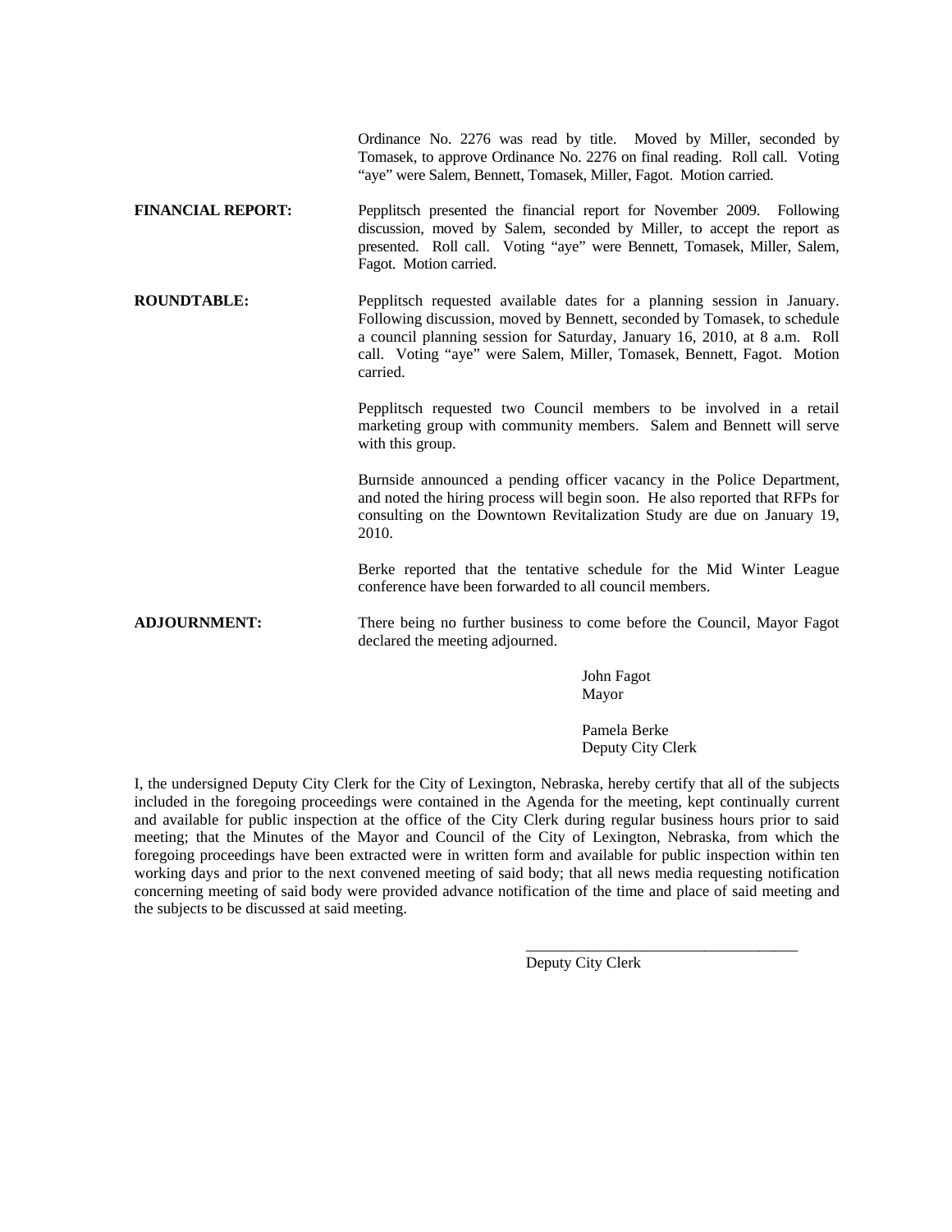Ordinance No. 2276 was read by title. Moved by Miller, seconded by Tomasek, to approve Ordinance No. 2276 on final reading. Roll call. Voting "aye" were Salem, Bennett, Tomasek, Miller, Fagot. Motion carried.

**FINANCIAL REPORT:** Pepplitsch presented the financial report for November 2009. Following discussion, moved by Salem, seconded by Miller, to accept the report as presented. Roll call. Voting "aye" were Bennett, Tomasek, Miller, Salem, Fagot. Motion carried.

**ROUNDTABLE:** Pepplitsch requested available dates for a planning session in January. Following discussion, moved by Bennett, seconded by Tomasek, to schedule a council planning session for Saturday, January 16, 2010, at 8 a.m. Roll call. Voting "aye" were Salem, Miller, Tomasek, Bennett, Fagot. Motion carried.

Pepplitsch requested two Council members to be involved in a retail marketing group with community members. Salem and Bennett will serve with this group.

Burnside announced a pending officer vacancy in the Police Department, and noted the hiring process will begin soon. He also reported that RFPs for consulting on the Downtown Revitalization Study are due on January 19, 2010.

Berke reported that the tentative schedule for the Mid Winter League conference have been forwarded to all council members.

**ADJOURNMENT:** There being no further business to come before the Council, Mayor Fagot declared the meeting adjourned.

John Fagot
Mayor

Pamela Berke
Deputy City Clerk

I, the undersigned Deputy City Clerk for the City of Lexington, Nebraska, hereby certify that all of the subjects included in the foregoing proceedings were contained in the Agenda for the meeting, kept continually current and available for public inspection at the office of the City Clerk during regular business hours prior to said meeting; that the Minutes of the Mayor and Council of the City of Lexington, Nebraska, from which the foregoing proceedings have been extracted were in written form and available for public inspection within ten working days and prior to the next convened meeting of said body; that all news media requesting notification concerning meeting of said body were provided advance notification of the time and place of said meeting and the subjects to be discussed at said meeting.

\_\_\_\_\_\_\_\_\_\_\_\_\_\_\_\_\_\_\_\_\_\_\_\_\_\_\_\_\_\_\_\_\_\_\_
Deputy City Clerk